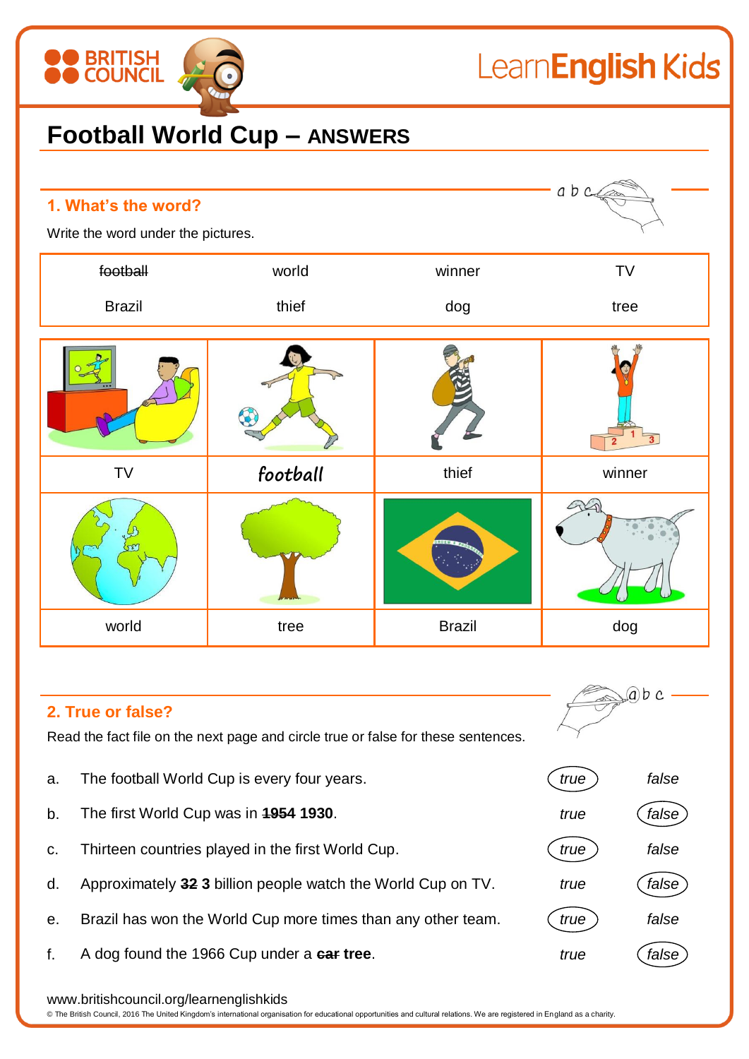# Football World Cup – ANSWERS

## 1. What's the word?

Write the word under the pictures.

| ~~football~~ | world | winner | TV |
|---|---|---|---|
| Brazil | thief | dog | tree |

| TV | football | thief | winner |
|---|---|---|---|
| world | tree | Brazil | dog |

## 2. True or false?

Read the fact file on the next page and circle true or false for these sentences.

a. The football World Cup is every four years. — **true**

b. The first World Cup was in ~~1954~~ **1930**. — **false**

c. Thirteen countries played in the first World Cup. — **true**

d. Approximately ~~32~~ **3** billion people watch the World Cup on TV. — **false**

e. Brazil has won the World Cup more times than any other team. — **true**

f. A dog found the 1966 Cup under a ~~car~~ **tree**. — **false**

www.britishcouncil.org/learnenglishkids

© The British Council, 2016 The United Kingdom's international organisation for educational opportunities and cultural relations. We are registered in England as a charity.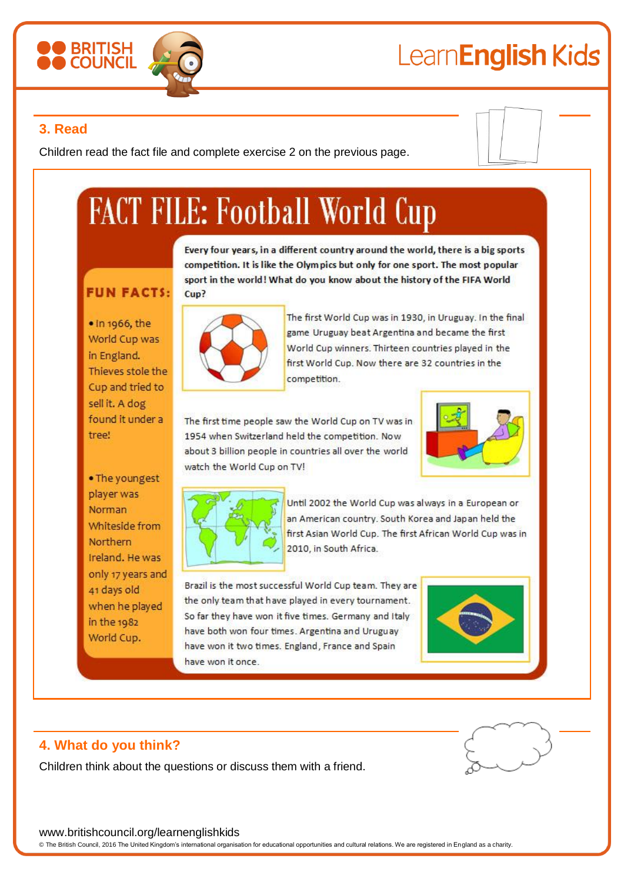## 3. Read

Children read the fact file and complete exercise 2 on the previous page.

# FACT FILE: Football World Cup

**Every four years, in a different country around the world, there is a big sports competition. It is like the Olympics but only for one sport. The most popular sport in the world! What do you know about the history of the FIFA World Cup?**

The first World Cup was in 1930, in Uruguay. In the final game Uruguay beat Argentina and became the first World Cup winners. Thirteen countries played in the first World Cup. Now there are 32 countries in the competition.

The first time people saw the World Cup on TV was in 1954 when Switzerland held the competition. Now about 3 billion people in countries all over the world watch the World Cup on TV!

Until 2002 the World Cup was always in a European or an American country. South Korea and Japan held the first Asian World Cup. The first African World Cup was in 2010, in South Africa.

Brazil is the most successful World Cup team. They are the only team that have played in every tournament. So far they have won it five times. Germany and Italy have both won four times. Argentina and Uruguay have won it two times. England, France and Spain have won it once.

### FUN FACTS:

- In 1966, the World Cup was in England. Thieves stole the Cup and tried to sell it. A dog found it under a tree!
- The youngest player was Norman Whiteside from Northern Ireland. He was only 17 years and 41 days old when he played in the 1982 World Cup.

## 4. What do you think?

Children think about the questions or discuss them with a friend.

www.britishcouncil.org/learnenglishkids

© The British Council, 2016 The United Kingdom's international organisation for educational opportunities and cultural relations. We are registered in England as a charity.